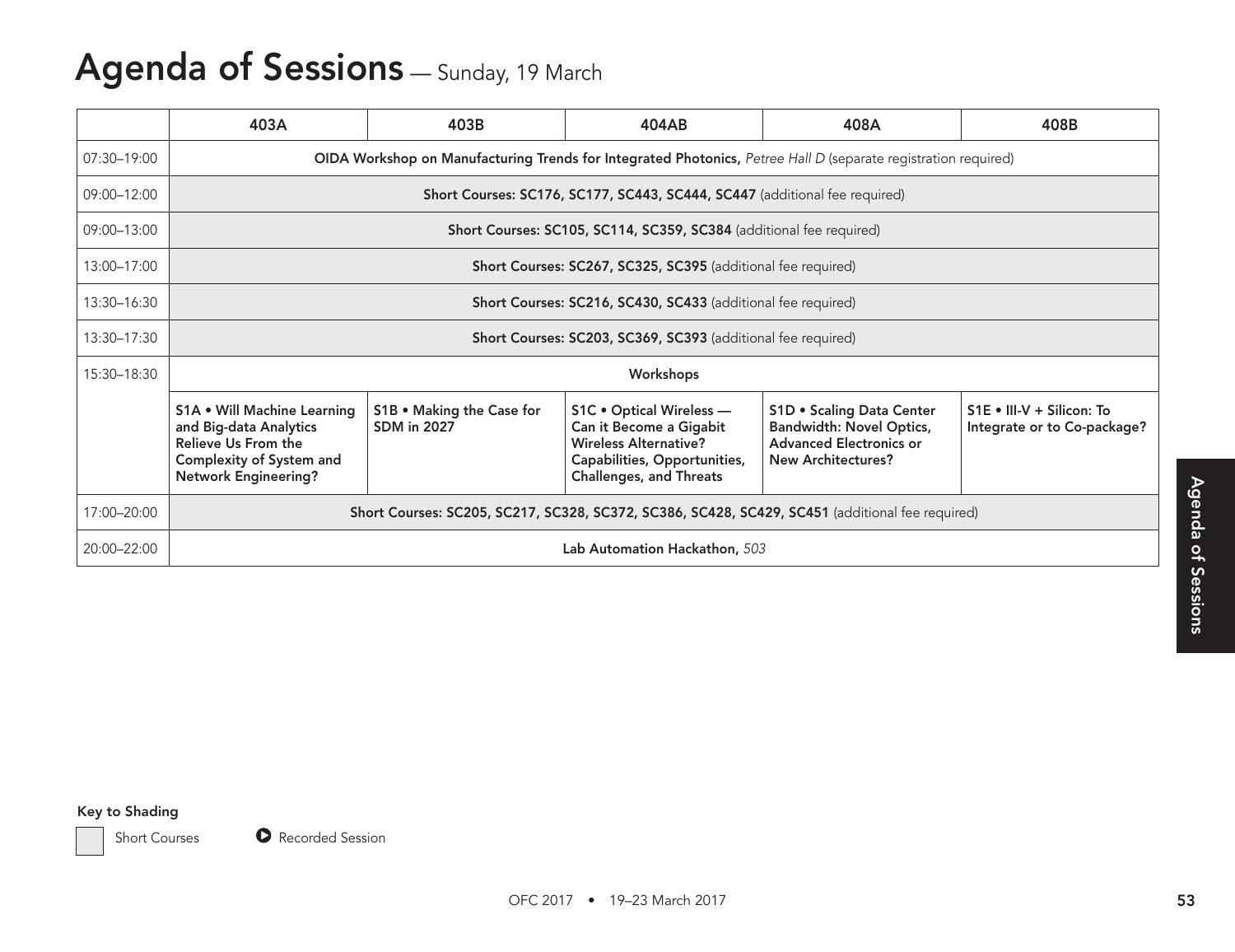# Agenda of Sessions — Sunday, 19 March

| | 403A | 403B | 404AB | 408A | 408B |
|---|---|---|---|---|---|
| 07:30–19:00 | **OIDA Workshop on Manufacturing Trends for Integrated Photonics,** *Petree Hall D* (separate registration required) | | | | |
| 09:00–12:00 | **Short Courses: SC176, SC177, SC443, SC444, SC447** (additional fee required) | | | | |
| 09:00–13:00 | **Short Courses: SC105, SC114, SC359, SC384** (additional fee required) | | | | |
| 13:00–17:00 | **Short Courses: SC267, SC325, SC395** (additional fee required) | | | | |
| 13:30–16:30 | **Short Courses: SC216, SC430, SC433** (additional fee required) | | | | |
| 13:30–17:30 | **Short Courses: SC203, SC369, SC393** (additional fee required) | | | | |
| 15:30–18:30 | **Workshops** | | | | |
| | **S1A • Will Machine Learning and Big-data Analytics Relieve Us From the Complexity of System and Network Engineering?** | **S1B • Making the Case for SDM in 2027** | **S1C • Optical Wireless — Can it Become a Gigabit Wireless Alternative? Capabilities, Opportunities, Challenges, and Threats** | **S1D • Scaling Data Center Bandwidth: Novel Optics, Advanced Electronics or New Architectures?** | **S1E • III-V + Silicon: To Integrate or to Co-package?** |
| 17:00–20:00 | **Short Courses: SC205, SC217, SC328, SC372, SC386, SC428, SC429, SC451** (additional fee required) | | | | |
| 20:00–22:00 | **Lab Automation Hackathon,** *503* | | | | |

**Key to Shading**

Short Courses

Recorded Session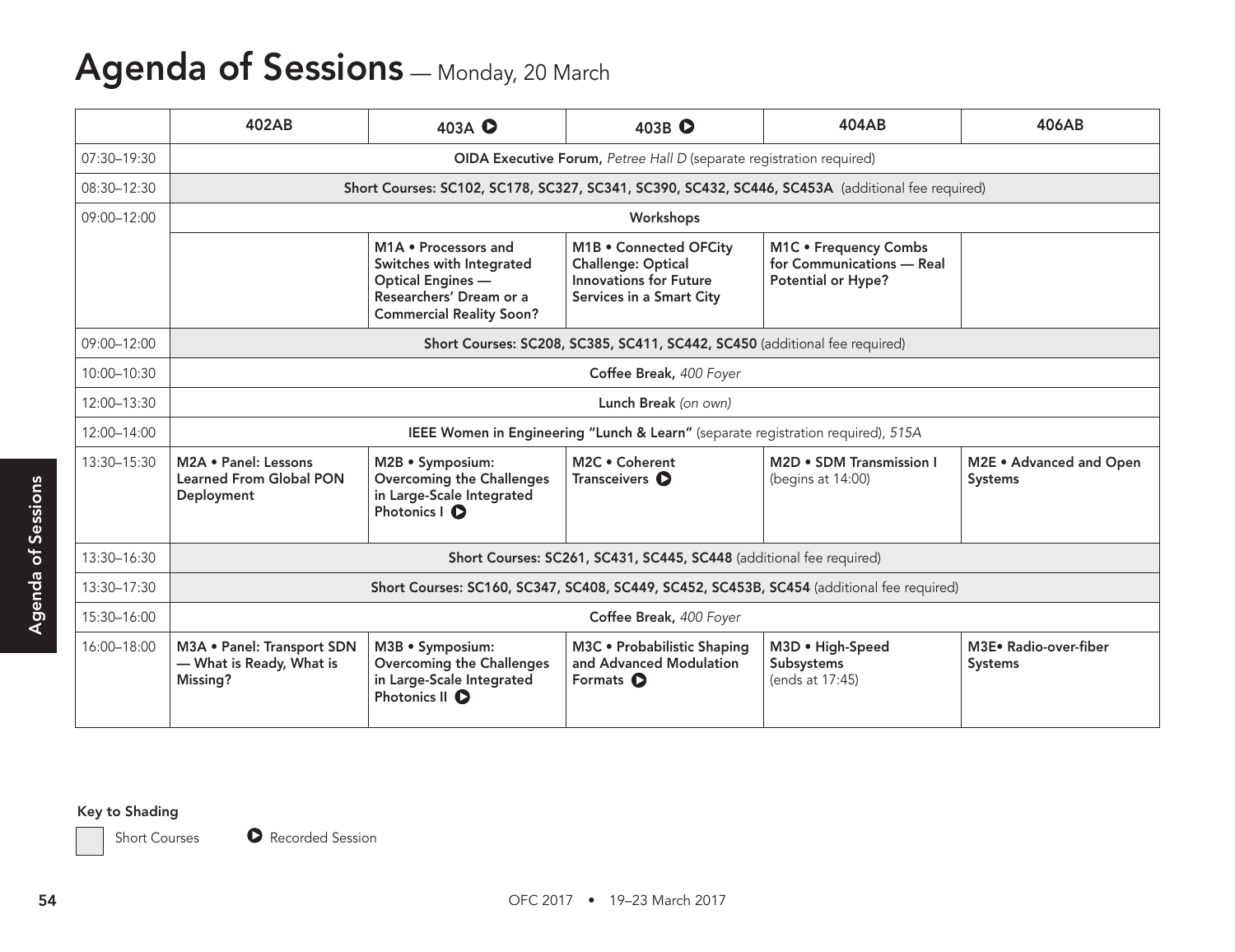# Agenda of Sessions — Monday, 20 March

| | 402AB | 403A ⏵ | 403B ⏵ | 404AB | 406AB |
|---|---|---|---|---|---|
| 07:30–19:30 | **OIDA Executive Forum,** *Petree Hall D* (separate registration required) | | | | |
| 08:30–12:30 | **Short Courses: SC102, SC178, SC327, SC341, SC390, SC432, SC446, SC453A** (additional fee required) | | | | |
| 09:00–12:00 | **Workshops** | | | | |
| | | **M1A • Processors and Switches with Integrated Optical Engines — Researchers' Dream or a Commercial Reality Soon?** | **M1B • Connected OFCity Challenge: Optical Innovations for Future Services in a Smart City** | **M1C • Frequency Combs for Communications — Real Potential or Hype?** | |
| 09:00–12:00 | **Short Courses: SC208, SC385, SC411, SC442, SC450** (additional fee required) | | | | |
| 10:00–10:30 | **Coffee Break,** *400 Foyer* | | | | |
| 12:00–13:30 | **Lunch Break** *(on own)* | | | | |
| 12:00–14:00 | **IEEE Women in Engineering "Lunch & Learn"** (separate registration required), *515A* | | | | |
| 13:30–15:30 | **M2A • Panel: Lessons Learned From Global PON Deployment** | **M2B • Symposium: Overcoming the Challenges in Large-Scale Integrated Photonics I** ⏵ | **M2C • Coherent Transceivers** ⏵ | **M2D • SDM Transmission I** (begins at 14:00) | **M2E • Advanced and Open Systems** |
| 13:30–16:30 | **Short Courses: SC261, SC431, SC445, SC448** (additional fee required) | | | | |
| 13:30–17:30 | **Short Courses: SC160, SC347, SC408, SC449, SC452, SC453B, SC454** (additional fee required) | | | | |
| 15:30–16:00 | **Coffee Break,** *400 Foyer* | | | | |
| 16:00–18:00 | **M3A • Panel: Transport SDN — What is Ready, What is Missing?** | **M3B • Symposium: Overcoming the Challenges in Large-Scale Integrated Photonics II** ⏵ | **M3C • Probabilistic Shaping and Advanced Modulation Formats** ⏵ | **M3D • High-Speed Subsystems** (ends at 17:45) | **M3E• Radio-over-fiber Systems** |

**Key to Shading**

Short Courses (shaded) ⏵ Recorded Session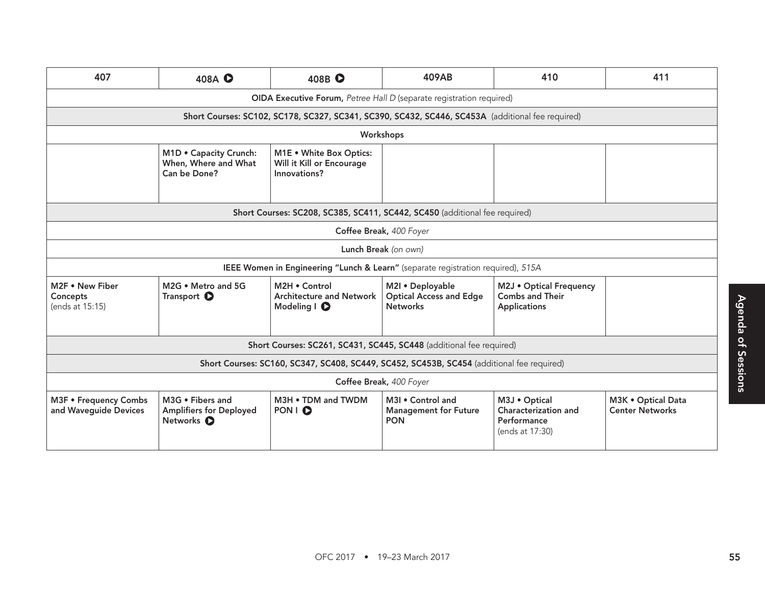| 407 | 408A ▶ | 408B ▶ | 409AB | 410 | 411 |
|---|---|---|---|---|---|
| **OIDA Executive Forum,** *Petree Hall D* (separate registration required) | | | | | |
| **Short Courses: SC102, SC178, SC327, SC341, SC390, SC432, SC446, SC453A** (additional fee required) | | | | | |
| **Workshops** | | | | | |
| | **M1D • Capacity Crunch: When, Where and What Can be Done?** | **M1E • White Box Optics: Will it Kill or Encourage Innovations?** | | | |
| **Short Courses: SC208, SC385, SC411, SC442, SC450** (additional fee required) | | | | | |
| **Coffee Break,** *400 Foyer* | | | | | |
| **Lunch Break** *(on own)* | | | | | |
| **IEEE Women in Engineering "Lunch & Learn"** (separate registration required), *515A* | | | | | |
| **M2F • New Fiber Concepts** (ends at 15:15) | **M2G • Metro and 5G Transport** ▶ | **M2H • Control Architecture and Network Modeling I** ▶ | **M2I • Deployable Optical Access and Edge Networks** | **M2J • Optical Frequency Combs and Their Applications** | |
| **Short Courses: SC261, SC431, SC445, SC448** (additional fee required) | | | | | |
| **Short Courses: SC160, SC347, SC408, SC449, SC452, SC453B, SC454** (additional fee required) | | | | | |
| **Coffee Break,** *400 Foyer* | | | | | |
| **M3F • Frequency Combs and Waveguide Devices** | **M3G • Fibers and Amplifiers for Deployed Networks** ▶ | **M3H • TDM and TWDM PON I** ▶ | **M3I • Control and Management for Future PON** | **M3J • Optical Characterization and Performance** (ends at 17:30) | **M3K • Optical Data Center Networks** |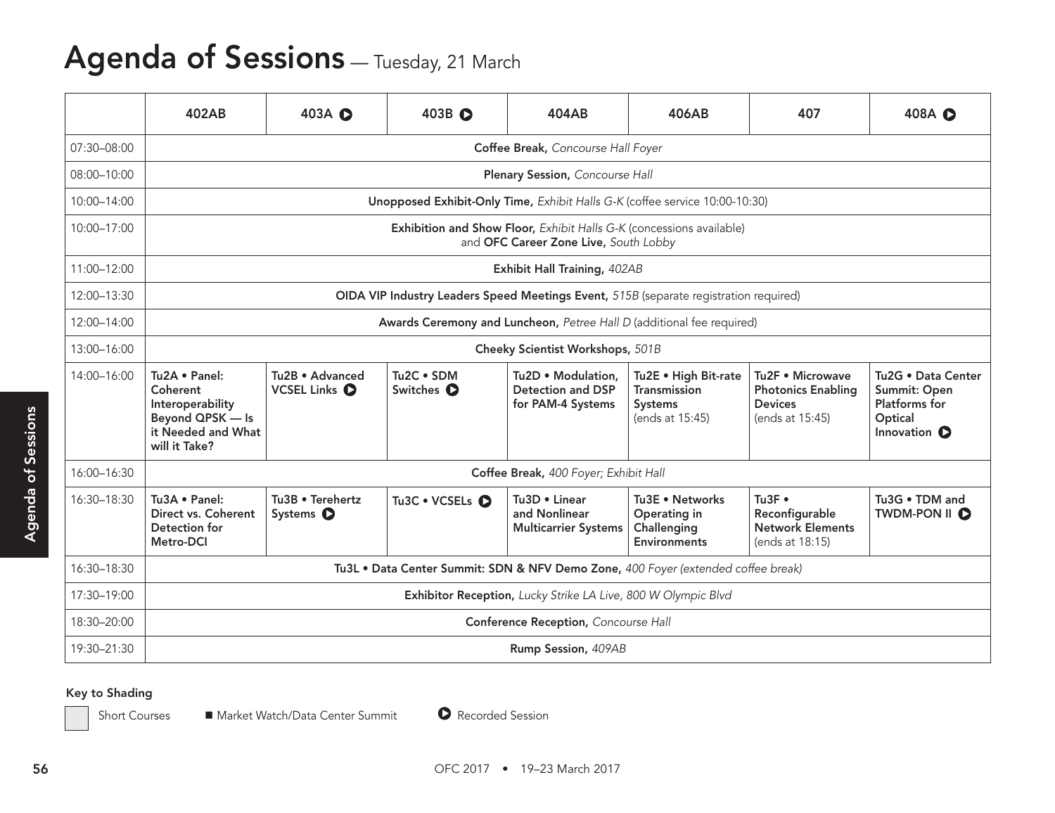# Agenda of Sessions — Tuesday, 21 March

| | 402AB | 403A ▶ | 403B ▶ | 404AB | 406AB | 407 | 408A ▶ |
|---|---|---|---|---|---|---|---|
| 07:30–08:00 | **Coffee Break,** *Concourse Hall Foyer* | | | | | | |
| 08:00–10:00 | **Plenary Session,** *Concourse Hall* | | | | | | |
| 10:00–14:00 | **Unopposed Exhibit-Only Time,** *Exhibit Halls G-K* (coffee service 10:00-10:30) | | | | | | |
| 10:00–17:00 | **Exhibition and Show Floor,** *Exhibit Halls G-K* (concessions available) and **OFC Career Zone Live,** *South Lobby* | | | | | | |
| 11:00–12:00 | **Exhibit Hall Training,** *402AB* | | | | | | |
| 12:00–13:30 | **OIDA VIP Industry Leaders Speed Meetings Event,** *515B* (separate registration required) | | | | | | |
| 12:00–14:00 | **Awards Ceremony and Luncheon,** *Petree Hall D* (additional fee required) | | | | | | |
| 13:00–16:00 | **Cheeky Scientist Workshops,** *501B* | | | | | | |
| 14:00–16:00 | **Tu2A • Panel: Coherent Interoperability Beyond QPSK — Is it Needed and What will it Take?** | **Tu2B • Advanced VCSEL Links** ▶ | **Tu2C • SDM Switches** ▶ | **Tu2D • Modulation, Detection and DSP for PAM-4 Systems** | **Tu2E • High Bit-rate Transmission Systems** (ends at 15:45) | **Tu2F • Microwave Photonics Enabling Devices** (ends at 15:45) | **Tu2G • Data Center Summit: Open Platforms for Optical Innovation** ▶ |
| 16:00–16:30 | **Coffee Break,** *400 Foyer; Exhibit Hall* | | | | | | |
| 16:30–18:30 | **Tu3A • Panel: Direct vs. Coherent Detection for Metro-DCI** | **Tu3B • Terehertz Systems** ▶ | **Tu3C • VCSELs** ▶ | **Tu3D • Linear and Nonlinear Multicarrier Systems** | **Tu3E • Networks Operating in Challenging Environments** | **Tu3F • Reconfigurable Network Elements** (ends at 18:15) | **Tu3G • TDM and TWDM-PON II** ▶ |
| 16:30–18:30 | **Tu3L • Data Center Summit: SDN & NFV Demo Zone,** *400 Foyer (extended coffee break)* | | | | | | |
| 17:30–19:00 | **Exhibitor Reception,** *Lucky Strike LA Live, 800 W Olympic Blvd* | | | | | | |
| 18:30–20:00 | **Conference Reception,** *Concourse Hall* | | | | | | |
| 19:30–21:30 | **Rump Session,** *409AB* | | | | | | |

**Key to Shading**

Short Courses ■ Market Watch/Data Center Summit ▶ Recorded Session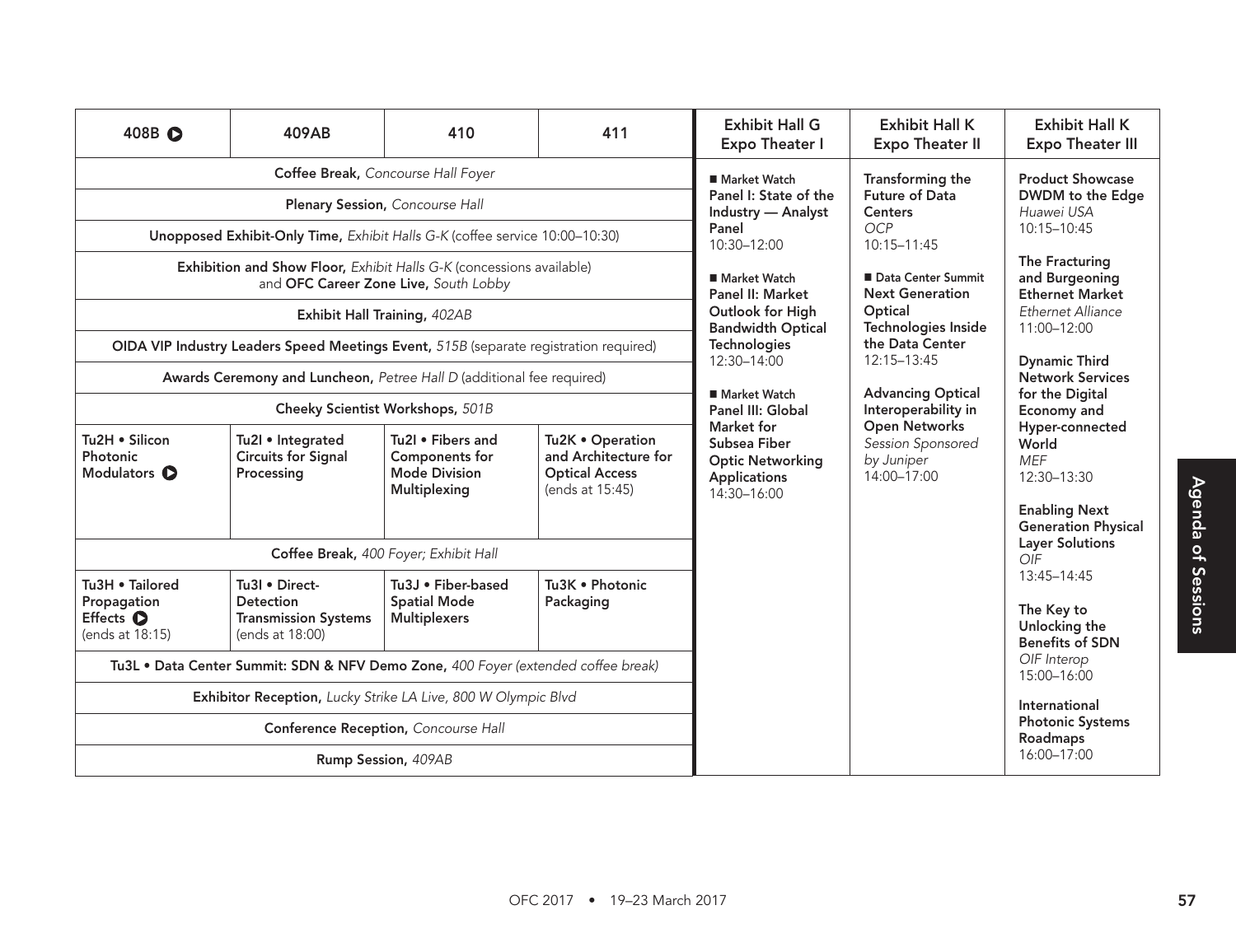| 408B ▶ | 409AB | 410 | 411 | Exhibit Hall G Expo Theater I | Exhibit Hall K Expo Theater II | Exhibit Hall K Expo Theater III |
|---|---|---|---|---|---|---|
| **Coffee Break,** *Concourse Hall Foyer* | | | | ■ Market Watch **Panel I: State of the Industry — Analyst Panel** 10:30–12:00<br><br>■ Market Watch **Panel II: Market Outlook for High Bandwidth Optical Technologies** 12:30–14:00<br><br>■ Market Watch **Panel III: Global Market for Subsea Fiber Optic Networking Applications** 14:30–16:00 | **Transforming the Future of Data Centers** *OCP* 10:15–11:45<br><br>■ Data Center Summit **Next Generation Optical Technologies Inside the Data Center** 12:15–13:45<br><br>**Advancing Optical Interoperability in Open Networks** *Session Sponsored by Juniper* 14:00–17:00 | **Product Showcase DWDM to the Edge** *Huawei USA* 10:15–10:45<br><br>**The Fracturing and Burgeoning Ethernet Market** *Ethernet Alliance* 11:00–12:00<br><br>**Dynamic Third Network Services for the Digital Economy and Hyper-connected World** *MEF* 12:30–13:30<br><br>**Enabling Next Generation Physical Layer Solutions** *OIF* 13:45–14:45<br><br>**The Key to Unlocking the Benefits of SDN** *OIF Interop* 15:00–16:00<br><br>**International Photonic Systems Roadmaps** 16:00–17:00 |
| **Plenary Session,** *Concourse Hall* | | | | | | |
| **Unopposed Exhibit-Only Time,** *Exhibit Halls G-K* (coffee service 10:00–10:30) | | | | | | |
| **Exhibition and Show Floor,** *Exhibit Halls G-K* (concessions available) and **OFC Career Zone Live,** *South Lobby* | | | | | | |
| **Exhibit Hall Training,** *402AB* | | | | | | |
| **OIDA VIP Industry Leaders Speed Meetings Event,** *515B* (separate registration required) | | | | | | |
| **Awards Ceremony and Luncheon,** *Petree Hall D* (additional fee required) | | | | | | |
| **Cheeky Scientist Workshops,** *501B* | | | | | | |
| **Tu2H • Silicon Photonic Modulators** ▶ | **Tu2I • Integrated Circuits for Signal Processing** | **Tu2I • Fibers and Components for Mode Division Multiplexing** | **Tu2K • Operation and Architecture for Optical Access** (ends at 15:45) | | | |
| **Coffee Break,** *400 Foyer; Exhibit Hall* | | | | | | |
| **Tu3H • Tailored Propagation Effects** ▶ (ends at 18:15) | **Tu3I • Direct-Detection Transmission Systems** (ends at 18:00) | **Tu3J • Fiber-based Spatial Mode Multiplexers** | **Tu3K • Photonic Packaging** | | | |
| **Tu3L • Data Center Summit: SDN & NFV Demo Zone,** *400 Foyer (extended coffee break)* | | | | | | |
| **Exhibitor Reception,** *Lucky Strike LA Live, 800 W Olympic Blvd* | | | | | | |
| **Conference Reception,** *Concourse Hall* | | | | | | |
| **Rump Session,** *409AB* | | | | | | |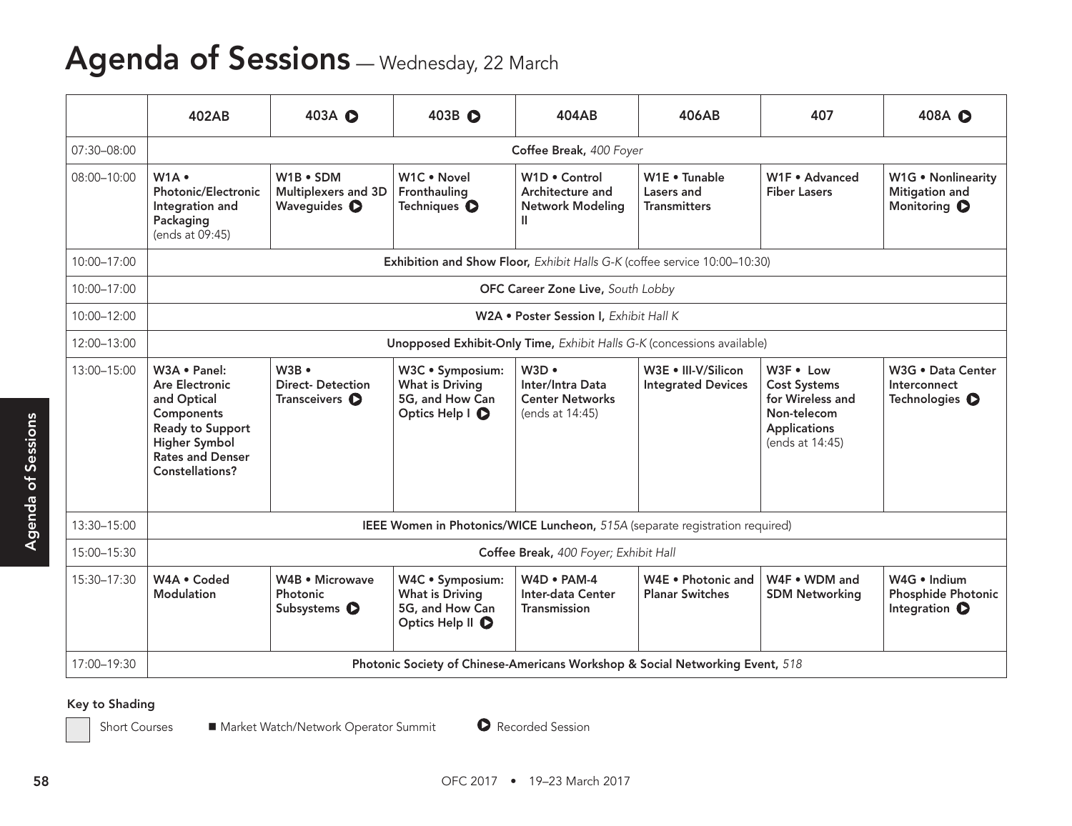# Agenda of Sessions — Wednesday, 22 March

| | 402AB | 403A ▶ | 403B ▶ | 404AB | 406AB | 407 | 408A ▶ |
|---|---|---|---|---|---|---|---|
| 07:30–08:00 | **Coffee Break,** *400 Foyer* | | | | | | |
| 08:00–10:00 | **W1A • Photonic/Electronic Integration and Packaging** (ends at 09:45) | **W1B • SDM Multiplexers and 3D Waveguides** ▶ | **W1C • Novel Fronthauling Techniques** ▶ | **W1D • Control Architecture and Network Modeling II** | **W1E • Tunable Lasers and Transmitters** | **W1F • Advanced Fiber Lasers** | **W1G • Nonlinearity Mitigation and Monitoring** ▶ |
| 10:00–17:00 | **Exhibition and Show Floor,** *Exhibit Halls G-K* (coffee service 10:00–10:30) | | | | | | |
| 10:00–17:00 | **OFC Career Zone Live,** *South Lobby* | | | | | | |
| 10:00–12:00 | **W2A • Poster Session I,** *Exhibit Hall K* | | | | | | |
| 12:00–13:00 | **Unopposed Exhibit-Only Time,** *Exhibit Halls G-K* (concessions available) | | | | | | |
| 13:00–15:00 | **W3A • Panel: Are Electronic and Optical Components Ready to Support Higher Symbol Rates and Denser Constellations?** | **W3B • Direct- Detection Transceivers** ▶ | **W3C • Symposium: What is Driving 5G, and How Can Optics Help I** ▶ | **W3D • Inter/Intra Data Center Networks** (ends at 14:45) | **W3E • III-V/Silicon Integrated Devices** | **W3F • Low Cost Systems for Wireless and Non-telecom Applications** (ends at 14:45) | **W3G • Data Center Interconnect Technologies** ▶ |
| 13:30–15:00 | **IEEE Women in Photonics/WICE Luncheon,** *515A* (separate registration required) | | | | | | |
| 15:00–15:30 | **Coffee Break,** *400 Foyer; Exhibit Hall* | | | | | | |
| 15:30–17:30 | **W4A • Coded Modulation** | **W4B • Microwave Photonic Subsystems** ▶ | **W4C • Symposium: What is Driving 5G, and How Can Optics Help II** ▶ | **W4D • PAM-4 Inter-data Center Transmission** | **W4E • Photonic and Planar Switches** | **W4F • WDM and SDM Networking** | **W4G • Indium Phosphide Photonic Integration** ▶ |
| 17:00–19:30 | **Photonic Society of Chinese-Americans Workshop & Social Networking Event,** *518* | | | | | | |

**Key to Shading**

Short Courses ■ Market Watch/Network Operator Summit ▶ Recorded Session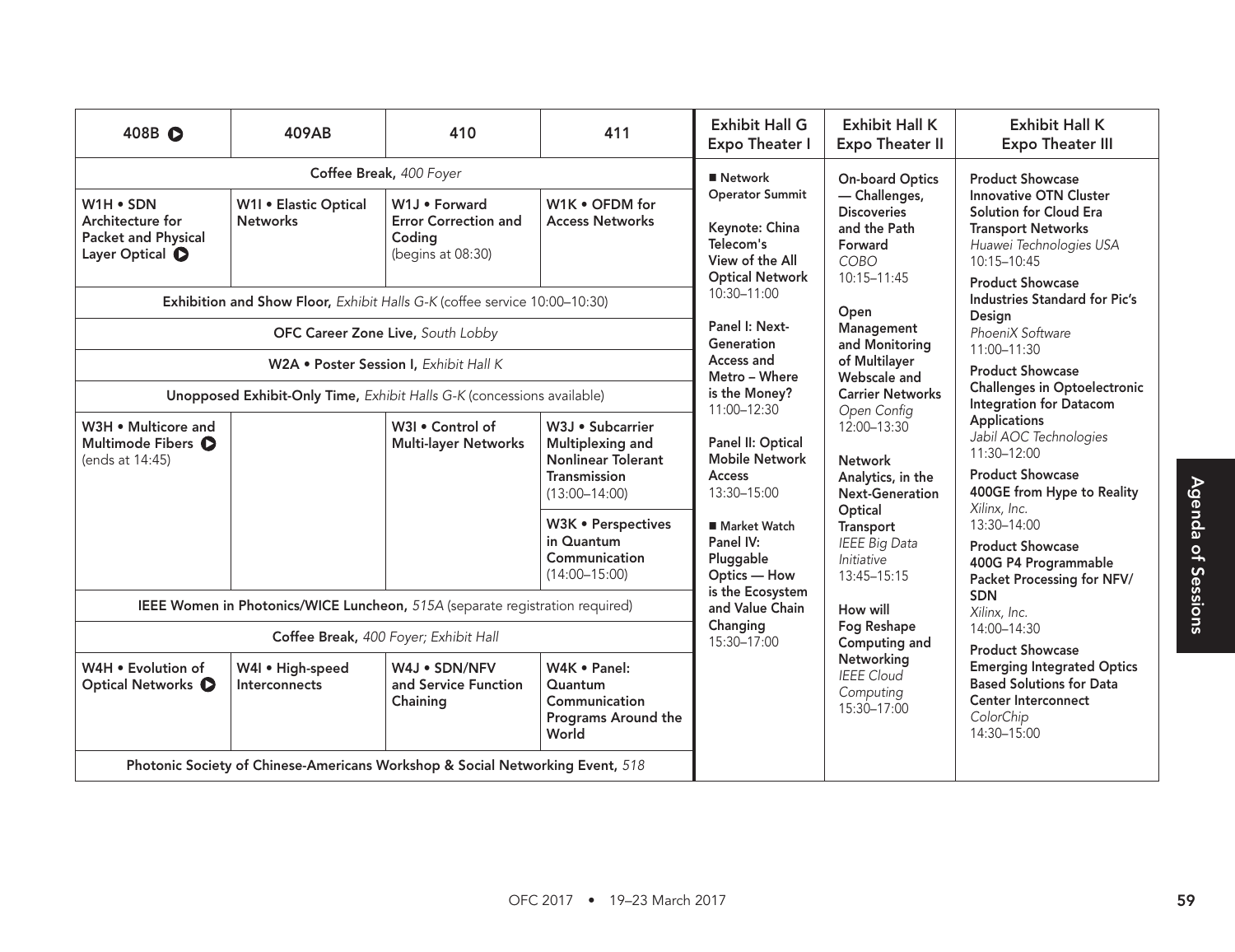| 408B ▶ | 409AB | 410 | 411 | Exhibit Hall G Expo Theater I | Exhibit Hall K Expo Theater II | Exhibit Hall K Expo Theater III |
|---|---|---|---|---|---|---|
| **Coffee Break,** *400 Foyer* | | | | ■ **Network Operator Summit**<br><br>**Keynote: China Telecom's View of the All Optical Network**<br>10:30–11:00<br><br>**Panel I: Next-Generation Access and Metro – Where is the Money?**<br>11:00–12:30<br><br>**Panel II: Optical Mobile Network Access**<br>13:30–15:00<br><br>■ **Market Watch Panel IV: Pluggable Optics — How is the Ecosystem and Value Chain Changing**<br>15:30–17:00 | **On-board Optics — Challenges, Discoveries and the Path Forward**<br>*COBO*<br>10:15–11:45<br><br>**Open Management and Monitoring of Multilayer Webscale and Carrier Networks**<br>*Open Config*<br>12:00–13:30<br><br>**Network Analytics, in the Next-Generation Optical Transport**<br>*IEEE Big Data Initiative*<br>13:45–15:15<br><br>**How will Fog Reshape Computing and Networking**<br>*IEEE Cloud Computing*<br>15:30–17:00 | **Product Showcase Innovative OTN Cluster Solution for Cloud Era Transport Networks**<br>*Huawei Technologies USA*<br>10:15–10:45<br><br>**Product Showcase Industries Standard for Pic's Design**<br>*PhoeniX Software*<br>11:00–11:30<br><br>**Product Showcase Challenges in Optoelectronic Integration for Datacom Applications**<br>*Jabil AOC Technologies*<br>11:30–12:00<br><br>**Product Showcase 400GE from Hype to Reality**<br>*Xilinx, Inc.*<br>13:30–14:00<br><br>**Product Showcase 400G P4 Programmable Packet Processing for NFV/SDN**<br>*Xilinx, Inc.*<br>14:00–14:30<br><br>**Product Showcase Emerging Integrated Optics Based Solutions for Data Center Interconnect**<br>*ColorChip*<br>14:30–15:00 |
| **W1H • SDN Architecture for Packet and Physical Layer Optical** ▶ | **W1I • Elastic Optical Networks** | **W1J • Forward Error Correction and Coding** (begins at 08:30) | **W1K • OFDM for Access Networks** | | | |
| **Exhibition and Show Floor,** *Exhibit Halls G-K* (coffee service 10:00–10:30) | | | | | | |
| **OFC Career Zone Live,** *South Lobby* | | | | | | |
| **W2A • Poster Session I,** *Exhibit Hall K* | | | | | | |
| **Unopposed Exhibit-Only Time,** *Exhibit Halls G-K* (concessions available) | | | | | | |
| **W3H • Multicore and Multimode Fibers** ▶ (ends at 14:45) | | **W3I • Control of Multi-layer Networks** | **W3J • Subcarrier Multiplexing and Nonlinear Tolerant Transmission** (13:00–14:00)<br><br>**W3K • Perspectives in Quantum Communication** (14:00–15:00) | | | |
| **IEEE Women in Photonics/WICE Luncheon,** *515A* (separate registration required) | | | | | | |
| **Coffee Break,** *400 Foyer; Exhibit Hall* | | | | | | |
| **W4H • Evolution of Optical Networks** ▶ | **W4I • High-speed Interconnects** | **W4J • SDN/NFV and Service Function Chaining** | **W4K • Panel: Quantum Communication Programs Around the World** | | | |
| **Photonic Society of Chinese-Americans Workshop & Social Networking Event,** *518* | | | | | | |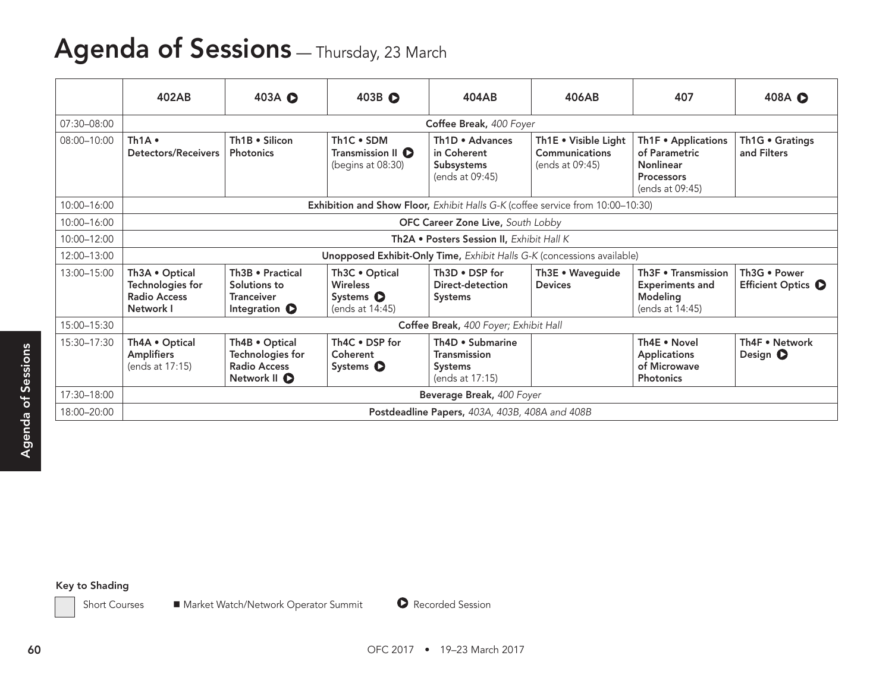# Agenda of Sessions — Thursday, 23 March

| | 402AB | 403A ▶ | 403B ▶ | 404AB | 406AB | 407 | 408A ▶ |
|---|---|---|---|---|---|---|---|
| 07:30–08:00 | **Coffee Break,** *400 Foyer* | | | | | | |
| 08:00–10:00 | **Th1A • Detectors/Receivers** | **Th1B • Silicon Photonics** | **Th1C • SDM Transmission II** ▶ (begins at 08:30) | **Th1D • Advances in Coherent Subsystems** (ends at 09:45) | **Th1E • Visible Light Communications** (ends at 09:45) | **Th1F • Applications of Parametric Nonlinear Processors** (ends at 09:45) | **Th1G • Gratings and Filters** |
| 10:00–16:00 | **Exhibition and Show Floor,** *Exhibit Halls G-K* (coffee service from 10:00–10:30) | | | | | | |
| 10:00–16:00 | **OFC Career Zone Live,** *South Lobby* | | | | | | |
| 10:00–12:00 | **Th2A • Posters Session II,** *Exhibit Hall K* | | | | | | |
| 12:00–13:00 | **Unopposed Exhibit-Only Time,** *Exhibit Halls G-K* (concessions available) | | | | | | |
| 13:00–15:00 | **Th3A • Optical Technologies for Radio Access Network I** | **Th3B • Practical Solutions to Tranceiver Integration** ▶ | **Th3C • Optical Wireless Systems** ▶ (ends at 14:45) | **Th3D • DSP for Direct-detection Systems** | **Th3E • Waveguide Devices** | **Th3F • Transmission Experiments and Modeling** (ends at 14:45) | **Th3G • Power Efficient Optics** ▶ |
| 15:00–15:30 | **Coffee Break,** *400 Foyer; Exhibit Hall* | | | | | | |
| 15:30–17:30 | **Th4A • Optical Amplifiers** (ends at 17:15) | **Th4B • Optical Technologies for Radio Access Network II** ▶ | **Th4C • DSP for Coherent Systems** ▶ | **Th4D • Submarine Transmission Systems** (ends at 17:15) | | **Th4E • Novel Applications of Microwave Photonics** | **Th4F • Network Design** ▶ |
| 17:30–18:00 | **Beverage Break,** *400 Foyer* | | | | | | |
| 18:00–20:00 | **Postdeadline Papers,** *403A, 403B, 408A and 408B* | | | | | | |

**Key to Shading**

Short Courses ■ Market Watch/Network Operator Summit ▶ Recorded Session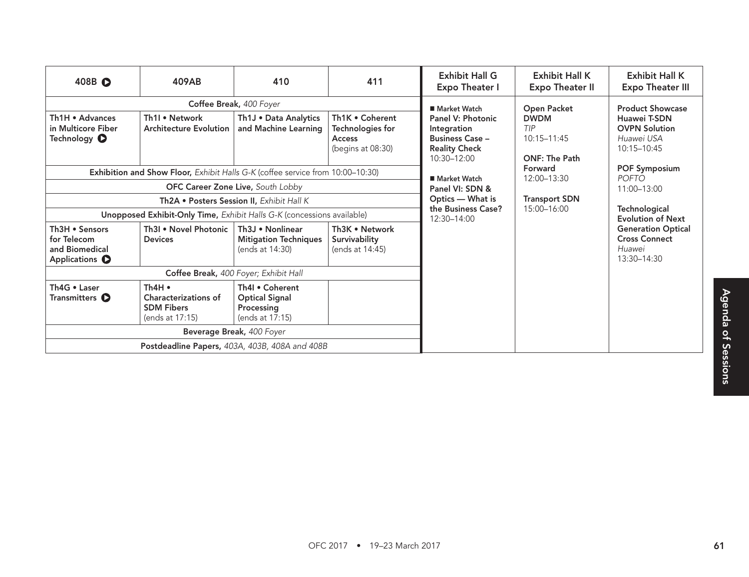| 408B ▶ | 409AB | 410 | 411 | Exhibit Hall G Expo Theater I | Exhibit Hall K Expo Theater II | Exhibit Hall K Expo Theater III |
|---|---|---|---|---|---|---|
| **Coffee Break,** *400 Foyer* | | | | ■ Market Watch **Panel V: Photonic Integration Business Case – Reality Check** 10:30–12:00<br><br>■ Market Watch **Panel VI: SDN & Optics — What is the Business Case?** 12:30–14:00 | **Open Packet DWDM** *TIP* 10:15–11:45<br><br>**ONF: The Path Forward** 12:00–13:30<br><br>**Transport SDN** 15:00–16:00 | **Product Showcase Huawei T-SDN OVPN Solution** *Huawei USA* 10:15–10:45<br><br>**POF Symposium** *POFTO* 11:00–13:00<br><br>**Technological Evolution of Next Generation Optical Cross Connect** *Huawei* 13:30–14:30 |
| **Th1H • Advances in Multicore Fiber Technology** ▶ | **Th1I • Network Architecture Evolution** | **Th1J • Data Analytics and Machine Learning** | **Th1K • Coherent Technologies for Access** (begins at 08:30) | | | |
| **Exhibition and Show Floor,** *Exhibit Halls G-K* (coffee service from 10:00–10:30) | | | | | | |
| **OFC Career Zone Live,** *South Lobby* | | | | | | |
| **Th2A • Posters Session II,** *Exhibit Hall K* | | | | | | |
| **Unopposed Exhibit-Only Time,** *Exhibit Halls G-K* (concessions available) | | | | | | |
| **Th3H • Sensors for Telecom and Biomedical Applications** ▶ | **Th3I • Novel Photonic Devices** | **Th3J • Nonlinear Mitigation Techniques** (ends at 14:30) | **Th3K • Network Survivability** (ends at 14:45) | | | |
| **Coffee Break,** *400 Foyer; Exhibit Hall* | | | | | | |
| **Th4G • Laser Transmitters** ▶ | **Th4H • Characterizations of SDM Fibers** (ends at 17:15) | **Th4I • Coherent Optical Signal Processing** (ends at 17:15) | | | | |
| **Beverage Break,** *400 Foyer* | | | | | | |
| **Postdeadline Papers,** *403A, 403B, 408A and 408B* | | | | | | |

Agenda of Sessions